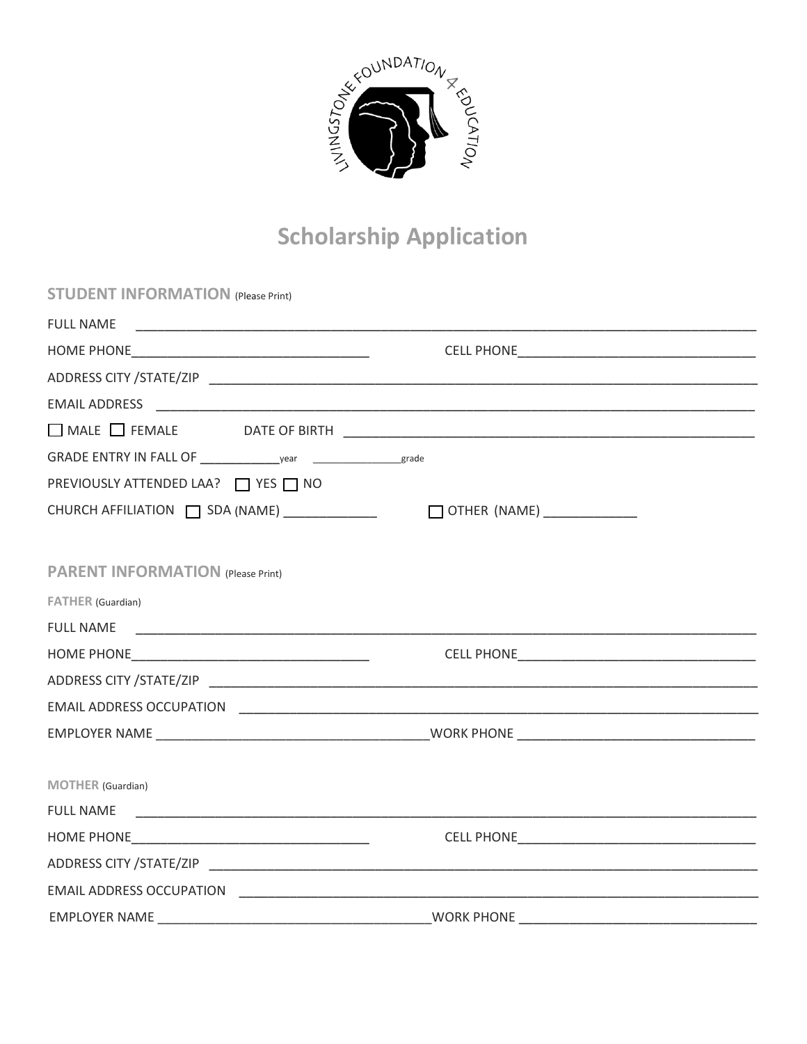LIVINGSTONE FOUNDATION 4 EDUCATION

# Scholarship Application

## STUDENT INFORMATION (Please Print)

FULL NAME ____________________________________________

HOME PHONE____________________ CELL PHONE____________________

ADDRESS CITY /STATE/ZIP ____________________________________________

EMAIL ADDRESS ____________________________________________

☐ MALE ☐ FEMALE DATE OF BIRTH ____________________________

GRADE ENTRY IN FALL OF ___________year ______________grade

PREVIOUSLY ATTENDED LAA? ☐ YES ☐ NO

CHURCH AFFILIATION ☐ SDA (NAME) ____________ ☐ OTHER (NAME) ____________

## PARENT INFORMATION (Please Print)

### FATHER (Guardian)

FULL NAME ____________________________________________

HOME PHONE____________________ CELL PHONE____________________

ADDRESS CITY /STATE/ZIP ____________________________________________

EMAIL ADDRESS OCCUPATION ____________________________________________

EMPLOYER NAME ____________________WORK PHONE ____________________

### MOTHER (Guardian)

FULL NAME ____________________________________________

HOME PHONE____________________ CELL PHONE____________________

ADDRESS CITY /STATE/ZIP ____________________________________________

EMAIL ADDRESS OCCUPATION ____________________________________________

EMPLOYER NAME ____________________WORK PHONE ____________________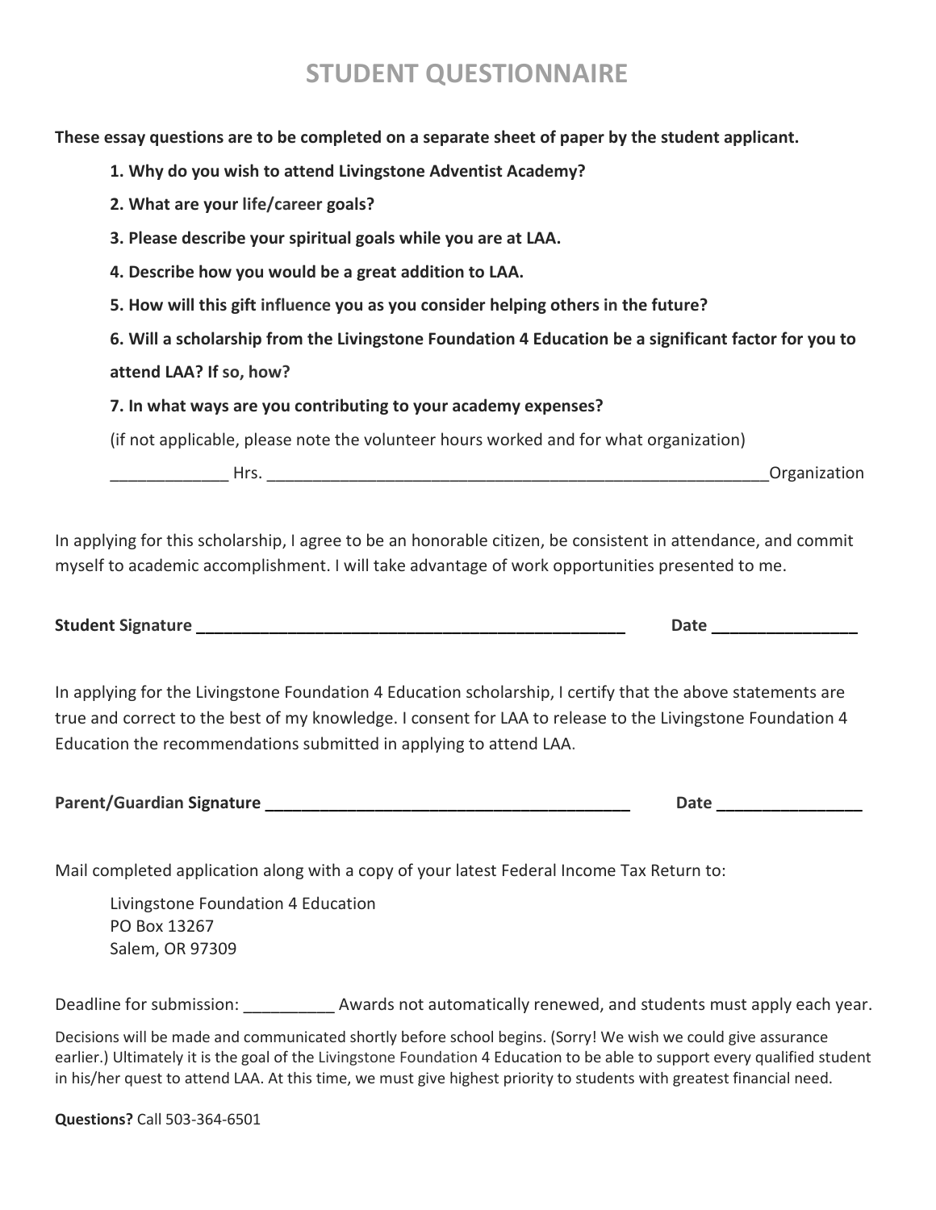# STUDENT QUESTIONNAIRE

**These essay questions are to be completed on a separate sheet of paper by the student applicant.**

**1. Why do you wish to attend Livingstone Adventist Academy?**

**2. What are your life/career goals?**

**3. Please describe your spiritual goals while you are at LAA.**

**4. Describe how you would be a great addition to LAA.**

**5. How will this gift influence you as you consider helping others in the future?**

**6. Will a scholarship from the Livingstone Foundation 4 Education be a significant factor for you to attend LAA? If so, how?**

**7. In what ways are you contributing to your academy expenses?**

(if not applicable, please note the volunteer hours worked and for what organization)

_____________ Hrs. _________________________________________________________Organization

In applying for this scholarship, I agree to be an honorable citizen, be consistent in attendance, and commit myself to academic accomplishment. I will take advantage of work opportunities presented to me.

**Student Signature _________________________________________________ Date ________________**

In applying for the Livingstone Foundation 4 Education scholarship, I certify that the above statements are true and correct to the best of my knowledge. I consent for LAA to release to the Livingstone Foundation 4 Education the recommendations submitted in applying to attend LAA.

**Parent/Guardian Signature _________________________________________ Date ________________**

Mail completed application along with a copy of your latest Federal Income Tax Return to:

Livingstone Foundation 4 Education
PO Box 13267
Salem, OR 97309

Deadline for submission: __________ Awards not automatically renewed, and students must apply each year.

Decisions will be made and communicated shortly before school begins. (Sorry! We wish we could give assurance earlier.) Ultimately it is the goal of the Livingstone Foundation 4 Education to be able to support every qualified student in his/her quest to attend LAA. At this time, we must give highest priority to students with greatest financial need.

**Questions?** Call 503-364-6501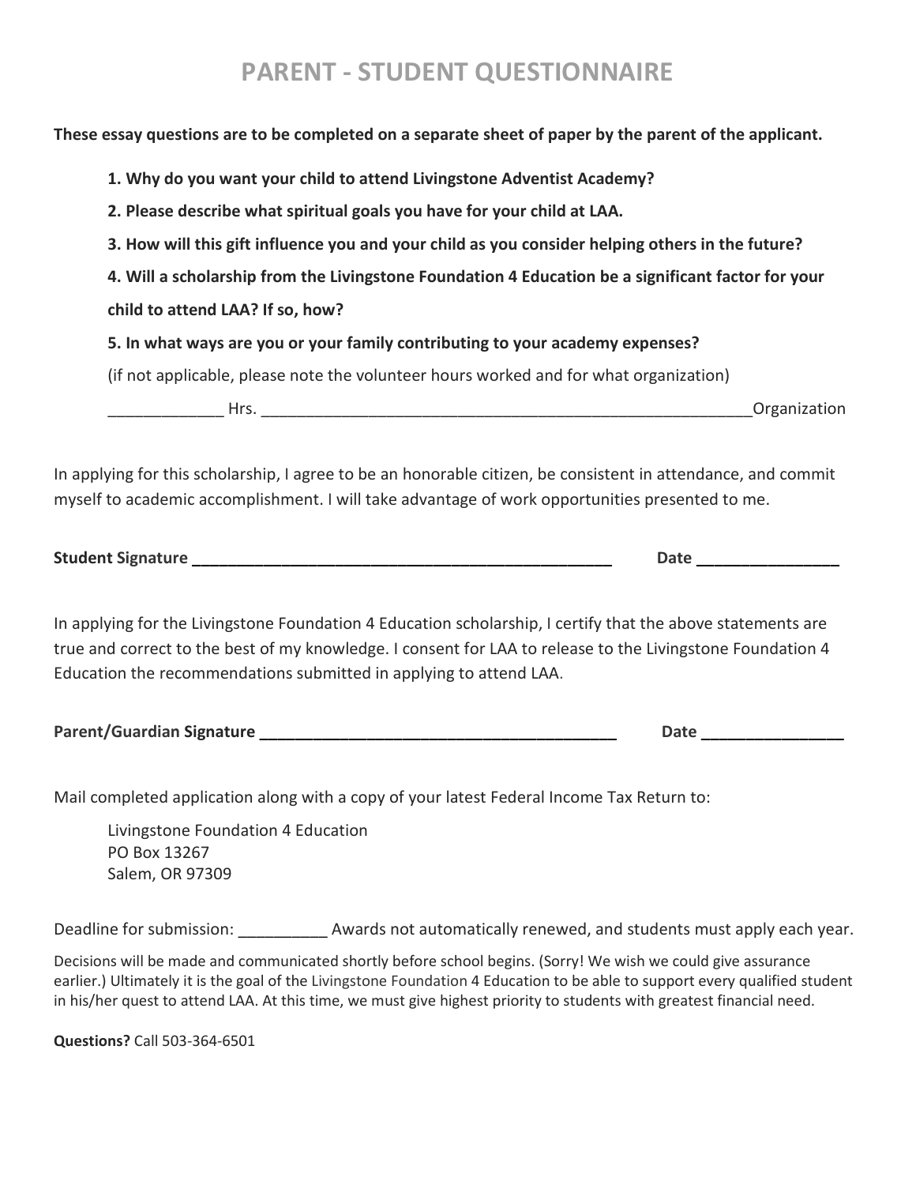# PARENT - STUDENT QUESTIONNAIRE

**These essay questions are to be completed on a separate sheet of paper by the parent of the applicant.**

**1. Why do you want your child to attend Livingstone Adventist Academy?**

**2. Please describe what spiritual goals you have for your child at LAA.**

**3. How will this gift influence you and your child as you consider helping others in the future?**

**4. Will a scholarship from the Livingstone Foundation 4 Education be a significant factor for your child to attend LAA? If so, how?**

**5. In what ways are you or your family contributing to your academy expenses?**

(if not applicable, please note the volunteer hours worked and for what organization)

_____________ Hrs. __________________________________________________________Organization

In applying for this scholarship, I agree to be an honorable citizen, be consistent in attendance, and commit myself to academic accomplishment. I will take advantage of work opportunities presented to me.

**Student Signature** ___________________________________________________ **Date** ________________

In applying for the Livingstone Foundation 4 Education scholarship, I certify that the above statements are true and correct to the best of my knowledge. I consent for LAA to release to the Livingstone Foundation 4 Education the recommendations submitted in applying to attend LAA.

**Parent/Guardian Signature** _________________________________________ **Date** ________________

Mail completed application along with a copy of your latest Federal Income Tax Return to:

Livingstone Foundation 4 Education
PO Box 13267
Salem, OR 97309

Deadline for submission: __________ Awards not automatically renewed, and students must apply each year.

Decisions will be made and communicated shortly before school begins. (Sorry! We wish we could give assurance earlier.) Ultimately it is the goal of the Livingstone Foundation 4 Education to be able to support every qualified student in his/her quest to attend LAA. At this time, we must give highest priority to students with greatest financial need.

**Questions?** Call 503-364-6501